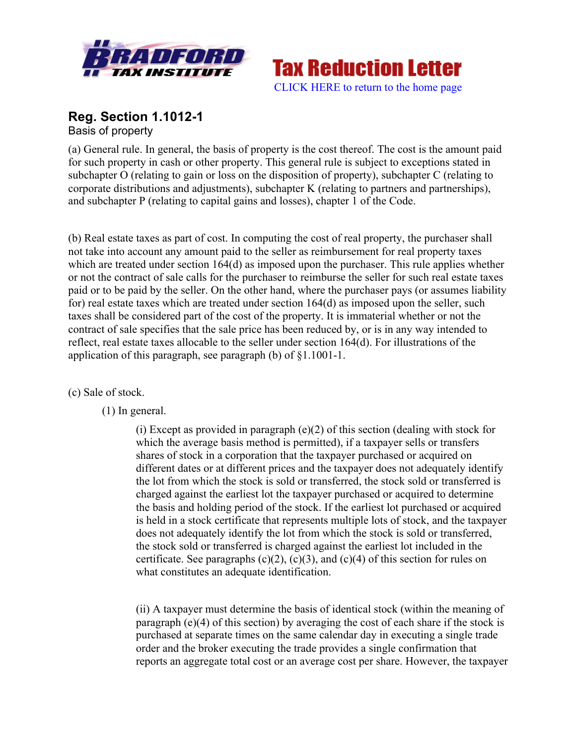Tax Reduction Letter

CLICK HERE to return to the home page

## Reg. Section 1.1012-1

Basis of property

(a) General rule. In general, the basis of property is the cost thereof. The cost is the amount paid for such property in cash or other property. This general rule is subject to exceptions stated in subchapter O (relating to gain or loss on the disposition of property), subchapter C (relating to corporate distributions and adjustments), subchapter K (relating to partners and partnerships), and subchapter P (relating to capital gains and losses), chapter 1 of the Code.

(b) Real estate taxes as part of cost. In computing the cost of real property, the purchaser shall not take into account any amount paid to the seller as reimbursement for real property taxes which are treated under section 164(d) as imposed upon the purchaser. This rule applies whether or not the contract of sale calls for the purchaser to reimburse the seller for such real estate taxes paid or to be paid by the seller. On the other hand, where the purchaser pays (or assumes liability for) real estate taxes which are treated under section 164(d) as imposed upon the seller, such taxes shall be considered part of the cost of the property. It is immaterial whether or not the contract of sale specifies that the sale price has been reduced by, or is in any way intended to reflect, real estate taxes allocable to the seller under section 164(d). For illustrations of the application of this paragraph, see paragraph (b) of §1.1001-1.

(c) Sale of stock.

(1) In general.

(i) Except as provided in paragraph (e)(2) of this section (dealing with stock for which the average basis method is permitted), if a taxpayer sells or transfers shares of stock in a corporation that the taxpayer purchased or acquired on different dates or at different prices and the taxpayer does not adequately identify the lot from which the stock is sold or transferred, the stock sold or transferred is charged against the earliest lot the taxpayer purchased or acquired to determine the basis and holding period of the stock. If the earliest lot purchased or acquired is held in a stock certificate that represents multiple lots of stock, and the taxpayer does not adequately identify the lot from which the stock is sold or transferred, the stock sold or transferred is charged against the earliest lot included in the certificate. See paragraphs (c)(2), (c)(3), and (c)(4) of this section for rules on what constitutes an adequate identification.

(ii) A taxpayer must determine the basis of identical stock (within the meaning of paragraph (e)(4) of this section) by averaging the cost of each share if the stock is purchased at separate times on the same calendar day in executing a single trade order and the broker executing the trade provides a single confirmation that reports an aggregate total cost or an average cost per share. However, the taxpayer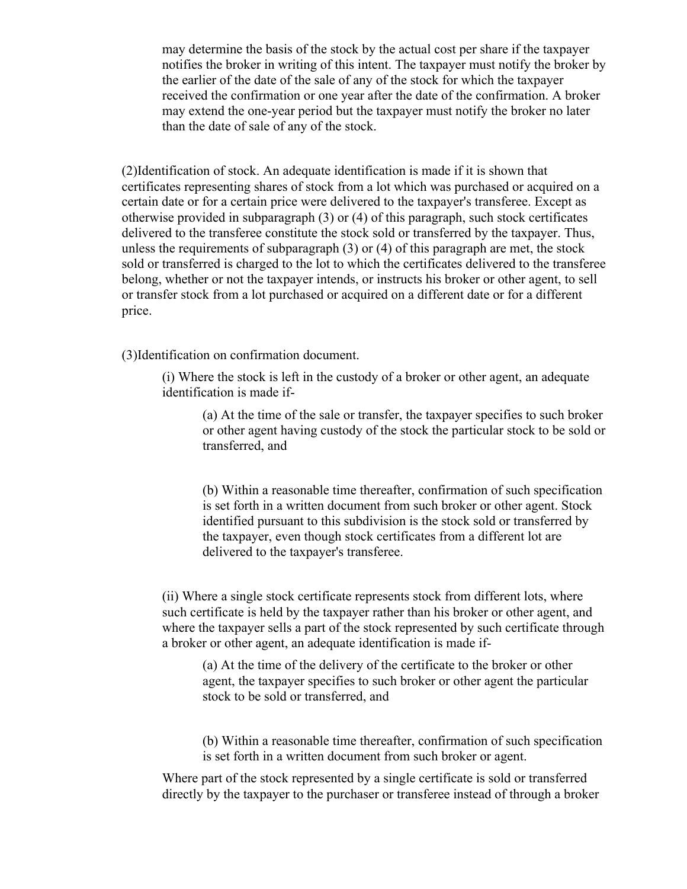may determine the basis of the stock by the actual cost per share if the taxpayer notifies the broker in writing of this intent. The taxpayer must notify the broker by the earlier of the date of the sale of any of the stock for which the taxpayer received the confirmation or one year after the date of the confirmation. A broker may extend the one-year period but the taxpayer must notify the broker no later than the date of sale of any of the stock.

(2)Identification of stock. An adequate identification is made if it is shown that certificates representing shares of stock from a lot which was purchased or acquired on a certain date or for a certain price were delivered to the taxpayer's transferee. Except as otherwise provided in subparagraph (3) or (4) of this paragraph, such stock certificates delivered to the transferee constitute the stock sold or transferred by the taxpayer. Thus, unless the requirements of subparagraph (3) or (4) of this paragraph are met, the stock sold or transferred is charged to the lot to which the certificates delivered to the transferee belong, whether or not the taxpayer intends, or instructs his broker or other agent, to sell or transfer stock from a lot purchased or acquired on a different date or for a different price.

(3)Identification on confirmation document.

(i) Where the stock is left in the custody of a broker or other agent, an adequate identification is made if-

(a) At the time of the sale or transfer, the taxpayer specifies to such broker or other agent having custody of the stock the particular stock to be sold or transferred, and

(b) Within a reasonable time thereafter, confirmation of such specification is set forth in a written document from such broker or other agent. Stock identified pursuant to this subdivision is the stock sold or transferred by the taxpayer, even though stock certificates from a different lot are delivered to the taxpayer's transferee.

(ii) Where a single stock certificate represents stock from different lots, where such certificate is held by the taxpayer rather than his broker or other agent, and where the taxpayer sells a part of the stock represented by such certificate through a broker or other agent, an adequate identification is made if-

(a) At the time of the delivery of the certificate to the broker or other agent, the taxpayer specifies to such broker or other agent the particular stock to be sold or transferred, and

(b) Within a reasonable time thereafter, confirmation of such specification is set forth in a written document from such broker or agent.

Where part of the stock represented by a single certificate is sold or transferred directly by the taxpayer to the purchaser or transferee instead of through a broker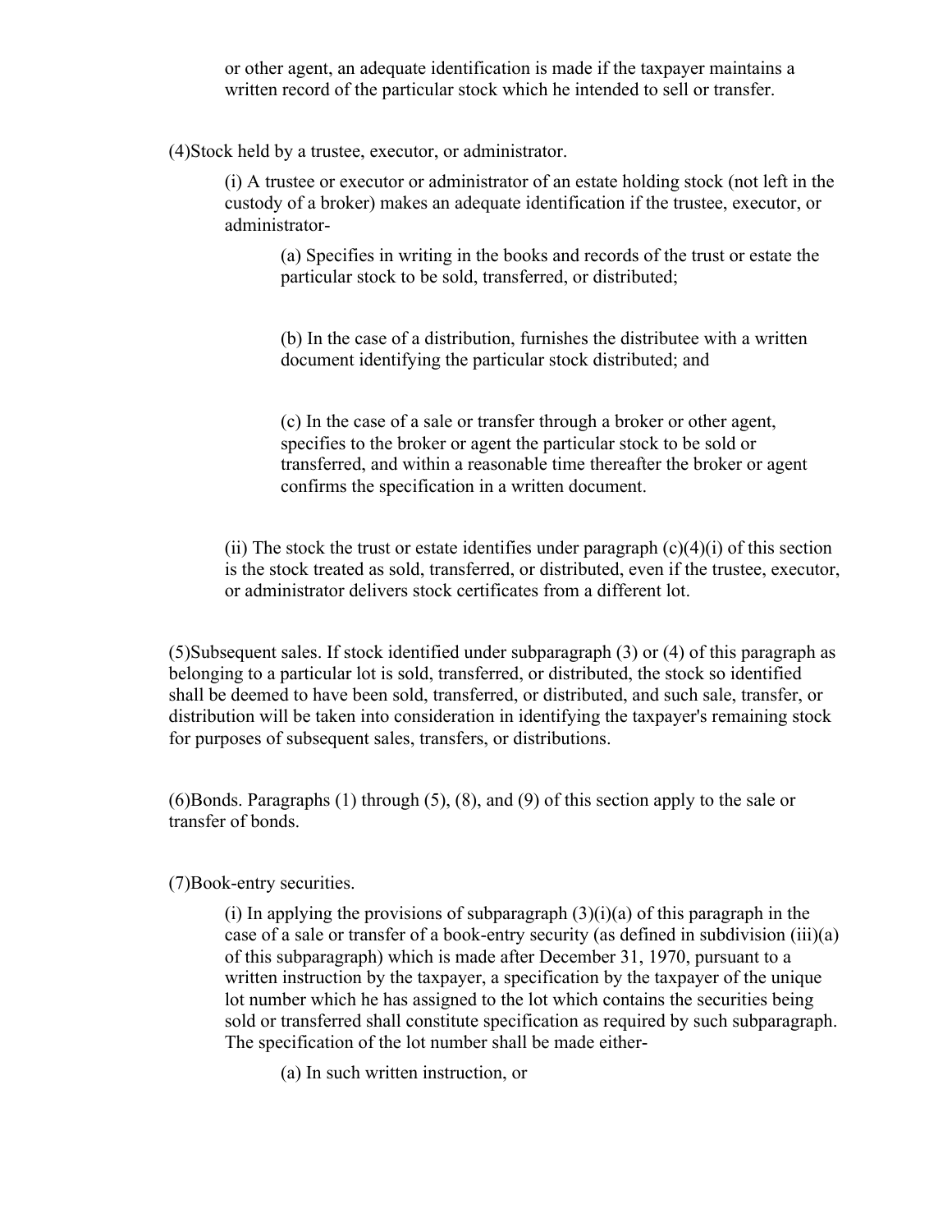or other agent, an adequate identification is made if the taxpayer maintains a written record of the particular stock which he intended to sell or transfer.

(4)Stock held by a trustee, executor, or administrator.

(i) A trustee or executor or administrator of an estate holding stock (not left in the custody of a broker) makes an adequate identification if the trustee, executor, or administrator-

(a) Specifies in writing in the books and records of the trust or estate the particular stock to be sold, transferred, or distributed;

(b) In the case of a distribution, furnishes the distributee with a written document identifying the particular stock distributed; and

(c) In the case of a sale or transfer through a broker or other agent, specifies to the broker or agent the particular stock to be sold or transferred, and within a reasonable time thereafter the broker or agent confirms the specification in a written document.

(ii) The stock the trust or estate identifies under paragraph (c)(4)(i) of this section is the stock treated as sold, transferred, or distributed, even if the trustee, executor, or administrator delivers stock certificates from a different lot.

(5)Subsequent sales. If stock identified under subparagraph (3) or (4) of this paragraph as belonging to a particular lot is sold, transferred, or distributed, the stock so identified shall be deemed to have been sold, transferred, or distributed, and such sale, transfer, or distribution will be taken into consideration in identifying the taxpayer's remaining stock for purposes of subsequent sales, transfers, or distributions.

(6)Bonds. Paragraphs (1) through (5), (8), and (9) of this section apply to the sale or transfer of bonds.

(7)Book-entry securities.

(i) In applying the provisions of subparagraph (3)(i)(a) of this paragraph in the case of a sale or transfer of a book-entry security (as defined in subdivision (iii)(a) of this subparagraph) which is made after December 31, 1970, pursuant to a written instruction by the taxpayer, a specification by the taxpayer of the unique lot number which he has assigned to the lot which contains the securities being sold or transferred shall constitute specification as required by such subparagraph. The specification of the lot number shall be made either-

(a) In such written instruction, or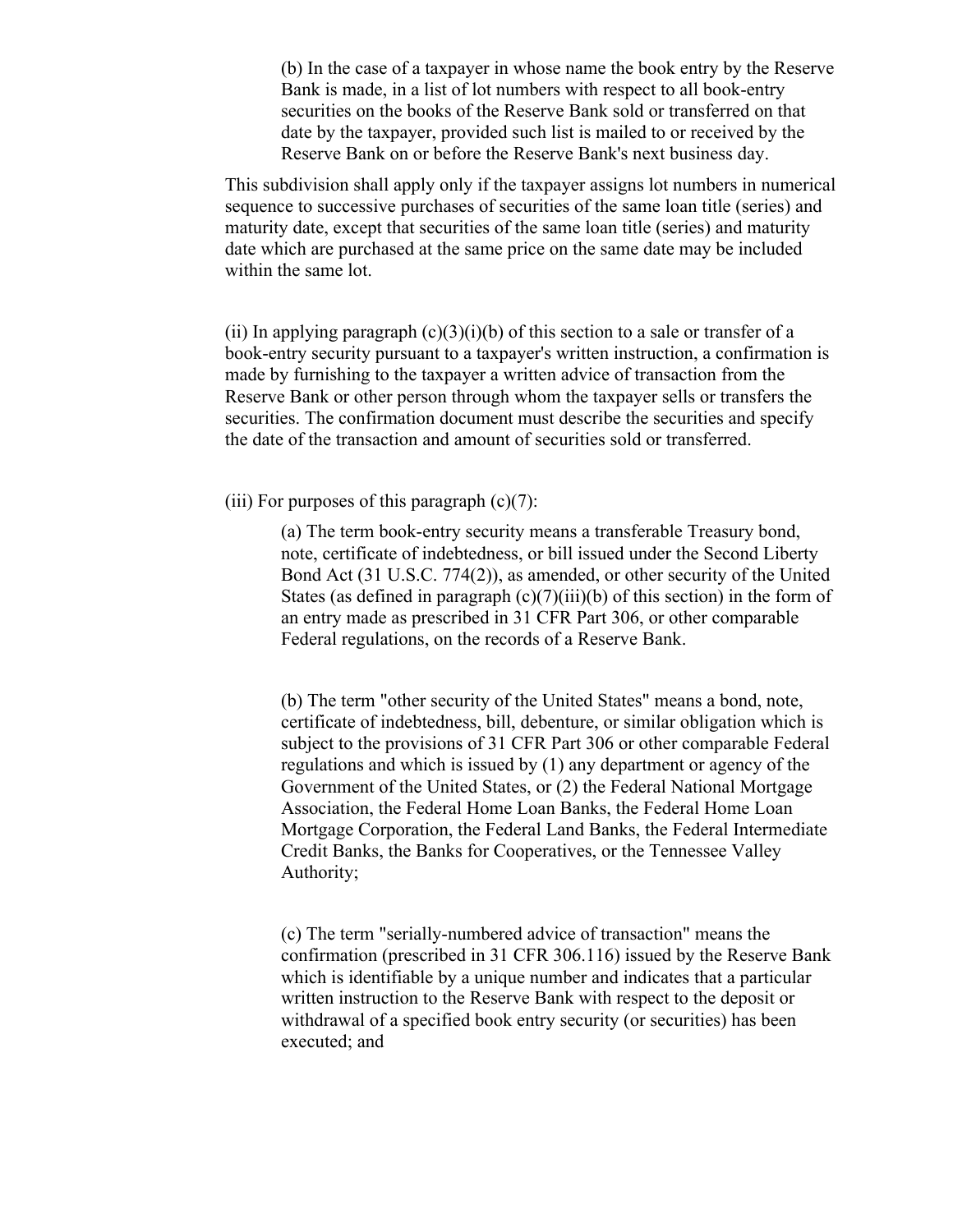(b) In the case of a taxpayer in whose name the book entry by the Reserve Bank is made, in a list of lot numbers with respect to all book-entry securities on the books of the Reserve Bank sold or transferred on that date by the taxpayer, provided such list is mailed to or received by the Reserve Bank on or before the Reserve Bank's next business day.

This subdivision shall apply only if the taxpayer assigns lot numbers in numerical sequence to successive purchases of securities of the same loan title (series) and maturity date, except that securities of the same loan title (series) and maturity date which are purchased at the same price on the same date may be included within the same lot.

(ii) In applying paragraph (c)(3)(i)(b) of this section to a sale or transfer of a book-entry security pursuant to a taxpayer's written instruction, a confirmation is made by furnishing to the taxpayer a written advice of transaction from the Reserve Bank or other person through whom the taxpayer sells or transfers the securities. The confirmation document must describe the securities and specify the date of the transaction and amount of securities sold or transferred.

(iii) For purposes of this paragraph (c)(7):

(a) The term book-entry security means a transferable Treasury bond, note, certificate of indebtedness, or bill issued under the Second Liberty Bond Act (31 U.S.C. 774(2)), as amended, or other security of the United States (as defined in paragraph (c)(7)(iii)(b) of this section) in the form of an entry made as prescribed in 31 CFR Part 306, or other comparable Federal regulations, on the records of a Reserve Bank.

(b) The term "other security of the United States" means a bond, note, certificate of indebtedness, bill, debenture, or similar obligation which is subject to the provisions of 31 CFR Part 306 or other comparable Federal regulations and which is issued by (1) any department or agency of the Government of the United States, or (2) the Federal National Mortgage Association, the Federal Home Loan Banks, the Federal Home Loan Mortgage Corporation, the Federal Land Banks, the Federal Intermediate Credit Banks, the Banks for Cooperatives, or the Tennessee Valley Authority;

(c) The term "serially-numbered advice of transaction" means the confirmation (prescribed in 31 CFR 306.116) issued by the Reserve Bank which is identifiable by a unique number and indicates that a particular written instruction to the Reserve Bank with respect to the deposit or withdrawal of a specified book entry security (or securities) has been executed; and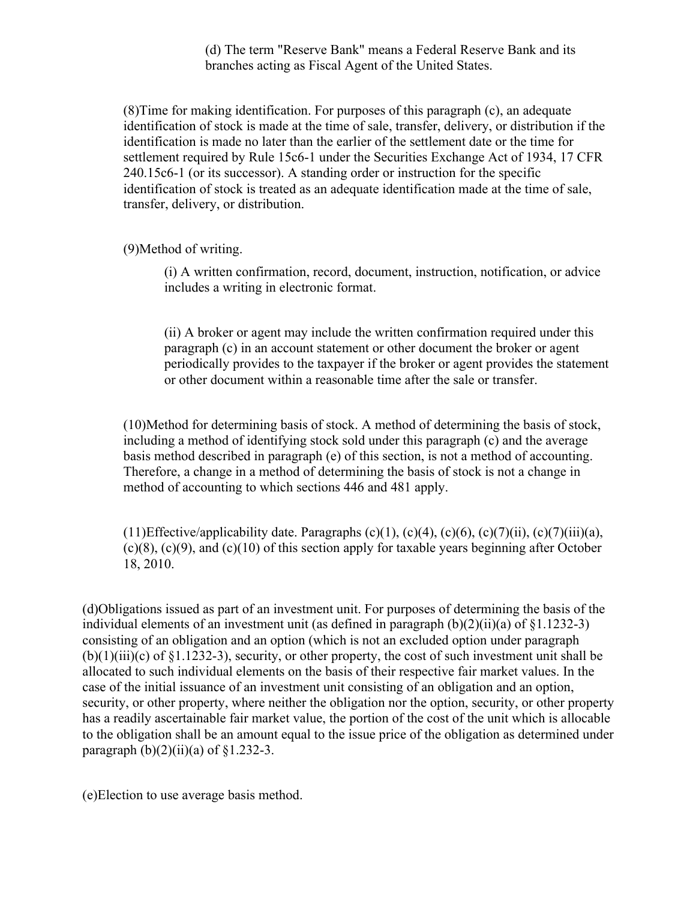(d) The term "Reserve Bank" means a Federal Reserve Bank and its branches acting as Fiscal Agent of the United States.

(8)Time for making identification. For purposes of this paragraph (c), an adequate identification of stock is made at the time of sale, transfer, delivery, or distribution if the identification is made no later than the earlier of the settlement date or the time for settlement required by Rule 15c6-1 under the Securities Exchange Act of 1934, 17 CFR 240.15c6-1 (or its successor). A standing order or instruction for the specific identification of stock is treated as an adequate identification made at the time of sale, transfer, delivery, or distribution.

(9)Method of writing.

(i) A written confirmation, record, document, instruction, notification, or advice includes a writing in electronic format.

(ii) A broker or agent may include the written confirmation required under this paragraph (c) in an account statement or other document the broker or agent periodically provides to the taxpayer if the broker or agent provides the statement or other document within a reasonable time after the sale or transfer.

(10)Method for determining basis of stock. A method of determining the basis of stock, including a method of identifying stock sold under this paragraph (c) and the average basis method described in paragraph (e) of this section, is not a method of accounting. Therefore, a change in a method of determining the basis of stock is not a change in method of accounting to which sections 446 and 481 apply.

(11)Effective/applicability date. Paragraphs (c)(1), (c)(4), (c)(6), (c)(7)(ii), (c)(7)(iii)(a), (c)(8), (c)(9), and (c)(10) of this section apply for taxable years beginning after October 18, 2010.

(d)Obligations issued as part of an investment unit. For purposes of determining the basis of the individual elements of an investment unit (as defined in paragraph (b)(2)(ii)(a) of §1.1232-3) consisting of an obligation and an option (which is not an excluded option under paragraph (b)(1)(iii)(c) of §1.1232-3), security, or other property, the cost of such investment unit shall be allocated to such individual elements on the basis of their respective fair market values. In the case of the initial issuance of an investment unit consisting of an obligation and an option, security, or other property, where neither the obligation nor the option, security, or other property has a readily ascertainable fair market value, the portion of the cost of the unit which is allocable to the obligation shall be an amount equal to the issue price of the obligation as determined under paragraph (b)(2)(ii)(a) of §1.232-3.

(e)Election to use average basis method.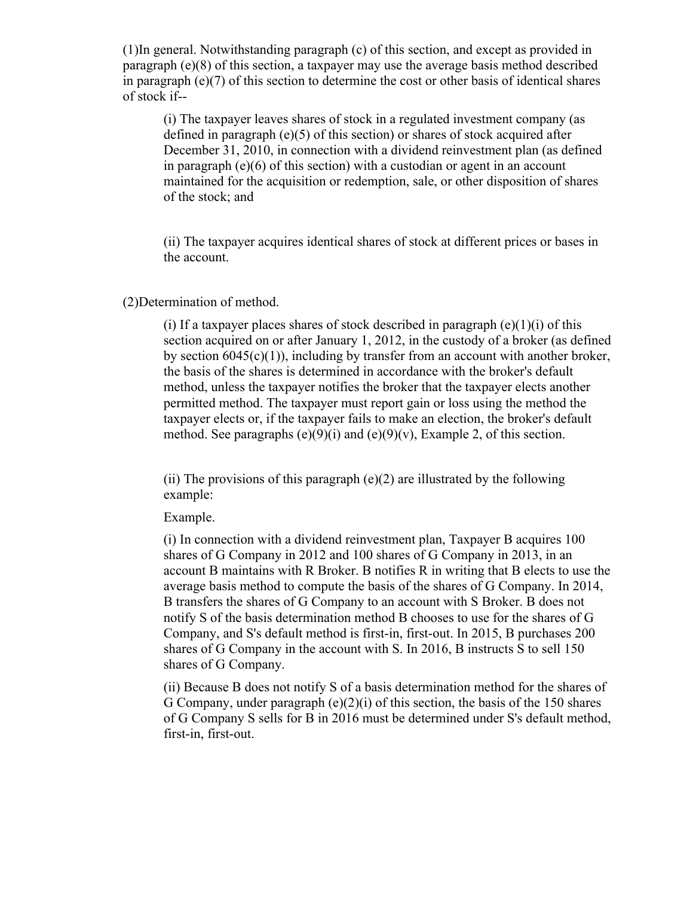(1)In general. Notwithstanding paragraph (c) of this section, and except as provided in paragraph (e)(8) of this section, a taxpayer may use the average basis method described in paragraph (e)(7) of this section to determine the cost or other basis of identical shares of stock if--

> (i) The taxpayer leaves shares of stock in a regulated investment company (as defined in paragraph (e)(5) of this section) or shares of stock acquired after December 31, 2010, in connection with a dividend reinvestment plan (as defined in paragraph (e)(6) of this section) with a custodian or agent in an account maintained for the acquisition or redemption, sale, or other disposition of shares of the stock; and
>
> (ii) The taxpayer acquires identical shares of stock at different prices or bases in the account.

(2)Determination of method.

> (i) If a taxpayer places shares of stock described in paragraph (e)(1)(i) of this section acquired on or after January 1, 2012, in the custody of a broker (as defined by section 6045(c)(1)), including by transfer from an account with another broker, the basis of the shares is determined in accordance with the broker's default method, unless the taxpayer notifies the broker that the taxpayer elects another permitted method. The taxpayer must report gain or loss using the method the taxpayer elects or, if the taxpayer fails to make an election, the broker's default method. See paragraphs (e)(9)(i) and (e)(9)(v), Example 2, of this section.
>
> (ii) The provisions of this paragraph (e)(2) are illustrated by the following example:
>
> Example.
>
> (i) In connection with a dividend reinvestment plan, Taxpayer B acquires 100 shares of G Company in 2012 and 100 shares of G Company in 2013, in an account B maintains with R Broker. B notifies R in writing that B elects to use the average basis method to compute the basis of the shares of G Company. In 2014, B transfers the shares of G Company to an account with S Broker. B does not notify S of the basis determination method B chooses to use for the shares of G Company, and S's default method is first-in, first-out. In 2015, B purchases 200 shares of G Company in the account with S. In 2016, B instructs S to sell 150 shares of G Company.
>
> (ii) Because B does not notify S of a basis determination method for the shares of G Company, under paragraph (e)(2)(i) of this section, the basis of the 150 shares of G Company S sells for B in 2016 must be determined under S's default method, first-in, first-out.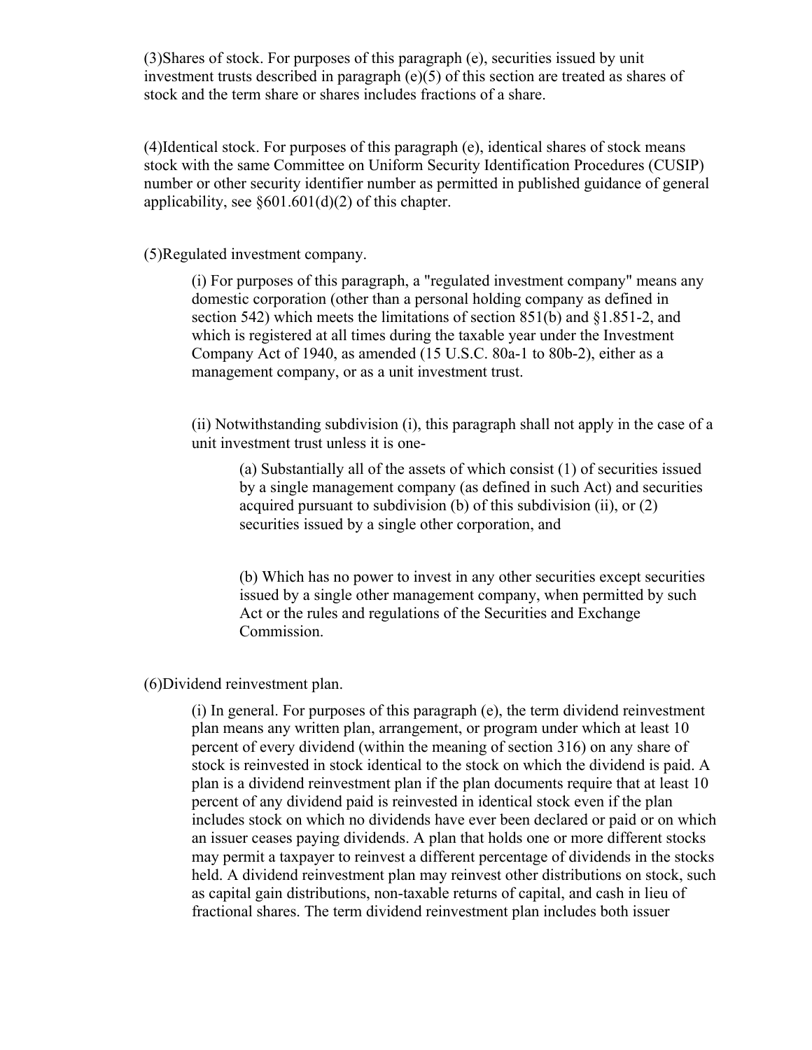(3)Shares of stock. For purposes of this paragraph (e), securities issued by unit investment trusts described in paragraph (e)(5) of this section are treated as shares of stock and the term share or shares includes fractions of a share.

(4)Identical stock. For purposes of this paragraph (e), identical shares of stock means stock with the same Committee on Uniform Security Identification Procedures (CUSIP) number or other security identifier number as permitted in published guidance of general applicability, see §601.601(d)(2) of this chapter.

(5)Regulated investment company.

> (i) For purposes of this paragraph, a "regulated investment company" means any domestic corporation (other than a personal holding company as defined in section 542) which meets the limitations of section 851(b) and §1.851-2, and which is registered at all times during the taxable year under the Investment Company Act of 1940, as amended (15 U.S.C. 80a-1 to 80b-2), either as a management company, or as a unit investment trust.
>
> (ii) Notwithstanding subdivision (i), this paragraph shall not apply in the case of a unit investment trust unless it is one-
>
>> (a) Substantially all of the assets of which consist (1) of securities issued by a single management company (as defined in such Act) and securities acquired pursuant to subdivision (b) of this subdivision (ii), or (2) securities issued by a single other corporation, and
>>
>> (b) Which has no power to invest in any other securities except securities issued by a single other management company, when permitted by such Act or the rules and regulations of the Securities and Exchange Commission.

(6)Dividend reinvestment plan.

> (i) In general. For purposes of this paragraph (e), the term dividend reinvestment plan means any written plan, arrangement, or program under which at least 10 percent of every dividend (within the meaning of section 316) on any share of stock is reinvested in stock identical to the stock on which the dividend is paid. A plan is a dividend reinvestment plan if the plan documents require that at least 10 percent of any dividend paid is reinvested in identical stock even if the plan includes stock on which no dividends have ever been declared or paid or on which an issuer ceases paying dividends. A plan that holds one or more different stocks may permit a taxpayer to reinvest a different percentage of dividends in the stocks held. A dividend reinvestment plan may reinvest other distributions on stock, such as capital gain distributions, non-taxable returns of capital, and cash in lieu of fractional shares. The term dividend reinvestment plan includes both issuer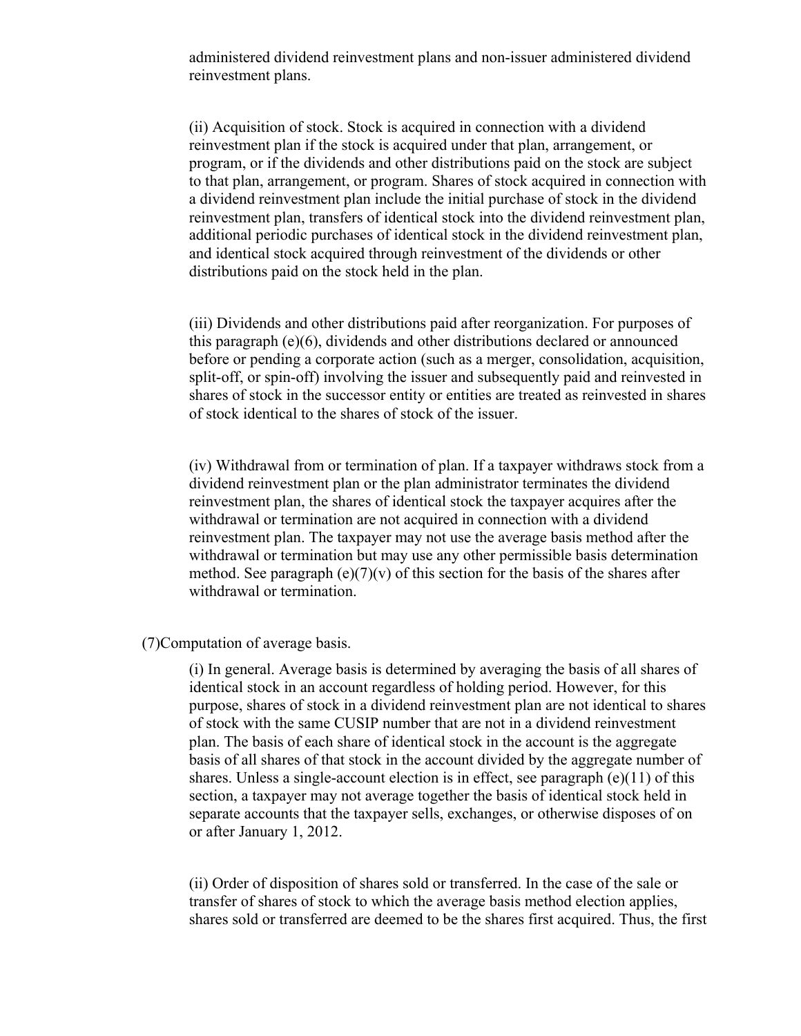administered dividend reinvestment plans and non-issuer administered dividend reinvestment plans.

(ii) Acquisition of stock. Stock is acquired in connection with a dividend reinvestment plan if the stock is acquired under that plan, arrangement, or program, or if the dividends and other distributions paid on the stock are subject to that plan, arrangement, or program. Shares of stock acquired in connection with a dividend reinvestment plan include the initial purchase of stock in the dividend reinvestment plan, transfers of identical stock into the dividend reinvestment plan, additional periodic purchases of identical stock in the dividend reinvestment plan, and identical stock acquired through reinvestment of the dividends or other distributions paid on the stock held in the plan.

(iii) Dividends and other distributions paid after reorganization. For purposes of this paragraph (e)(6), dividends and other distributions declared or announced before or pending a corporate action (such as a merger, consolidation, acquisition, split-off, or spin-off) involving the issuer and subsequently paid and reinvested in shares of stock in the successor entity or entities are treated as reinvested in shares of stock identical to the shares of stock of the issuer.

(iv) Withdrawal from or termination of plan. If a taxpayer withdraws stock from a dividend reinvestment plan or the plan administrator terminates the dividend reinvestment plan, the shares of identical stock the taxpayer acquires after the withdrawal or termination are not acquired in connection with a dividend reinvestment plan. The taxpayer may not use the average basis method after the withdrawal or termination but may use any other permissible basis determination method. See paragraph (e)(7)(v) of this section for the basis of the shares after withdrawal or termination.

(7)Computation of average basis.

(i) In general. Average basis is determined by averaging the basis of all shares of identical stock in an account regardless of holding period. However, for this purpose, shares of stock in a dividend reinvestment plan are not identical to shares of stock with the same CUSIP number that are not in a dividend reinvestment plan. The basis of each share of identical stock in the account is the aggregate basis of all shares of that stock in the account divided by the aggregate number of shares. Unless a single-account election is in effect, see paragraph (e)(11) of this section, a taxpayer may not average together the basis of identical stock held in separate accounts that the taxpayer sells, exchanges, or otherwise disposes of on or after January 1, 2012.

(ii) Order of disposition of shares sold or transferred. In the case of the sale or transfer of shares of stock to which the average basis method election applies, shares sold or transferred are deemed to be the shares first acquired. Thus, the first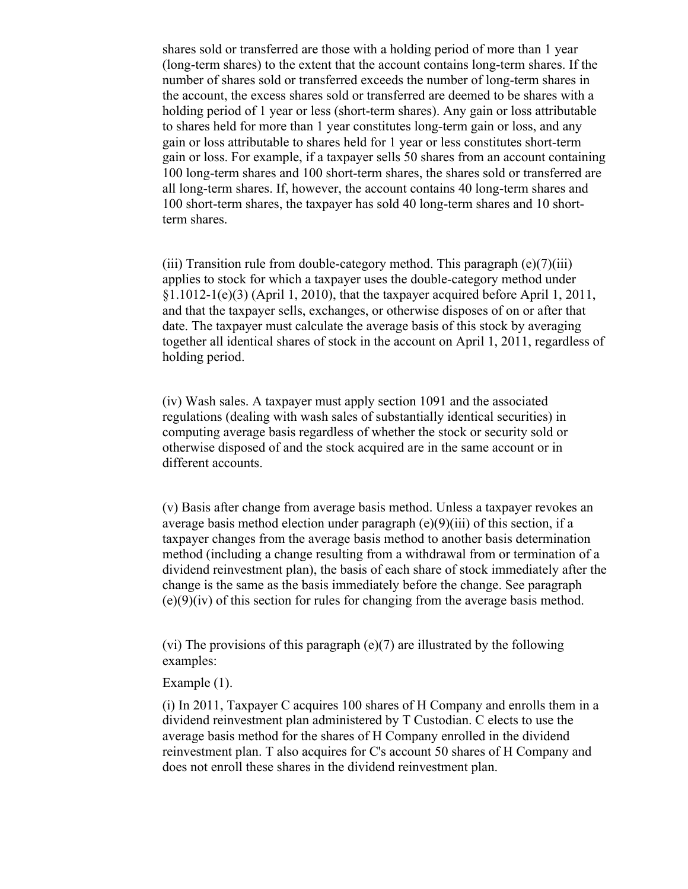shares sold or transferred are those with a holding period of more than 1 year (long-term shares) to the extent that the account contains long-term shares. If the number of shares sold or transferred exceeds the number of long-term shares in the account, the excess shares sold or transferred are deemed to be shares with a holding period of 1 year or less (short-term shares). Any gain or loss attributable to shares held for more than 1 year constitutes long-term gain or loss, and any gain or loss attributable to shares held for 1 year or less constitutes short-term gain or loss. For example, if a taxpayer sells 50 shares from an account containing 100 long-term shares and 100 short-term shares, the shares sold or transferred are all long-term shares. If, however, the account contains 40 long-term shares and 100 short-term shares, the taxpayer has sold 40 long-term shares and 10 short-term shares.

(iii) Transition rule from double-category method. This paragraph (e)(7)(iii) applies to stock for which a taxpayer uses the double-category method under §1.1012-1(e)(3) (April 1, 2010), that the taxpayer acquired before April 1, 2011, and that the taxpayer sells, exchanges, or otherwise disposes of on or after that date. The taxpayer must calculate the average basis of this stock by averaging together all identical shares of stock in the account on April 1, 2011, regardless of holding period.

(iv) Wash sales. A taxpayer must apply section 1091 and the associated regulations (dealing with wash sales of substantially identical securities) in computing average basis regardless of whether the stock or security sold or otherwise disposed of and the stock acquired are in the same account or in different accounts.

(v) Basis after change from average basis method. Unless a taxpayer revokes an average basis method election under paragraph (e)(9)(iii) of this section, if a taxpayer changes from the average basis method to another basis determination method (including a change resulting from a withdrawal from or termination of a dividend reinvestment plan), the basis of each share of stock immediately after the change is the same as the basis immediately before the change. See paragraph (e)(9)(iv) of this section for rules for changing from the average basis method.

(vi) The provisions of this paragraph (e)(7) are illustrated by the following examples:

Example (1).

(i) In 2011, Taxpayer C acquires 100 shares of H Company and enrolls them in a dividend reinvestment plan administered by T Custodian. C elects to use the average basis method for the shares of H Company enrolled in the dividend reinvestment plan. T also acquires for C's account 50 shares of H Company and does not enroll these shares in the dividend reinvestment plan.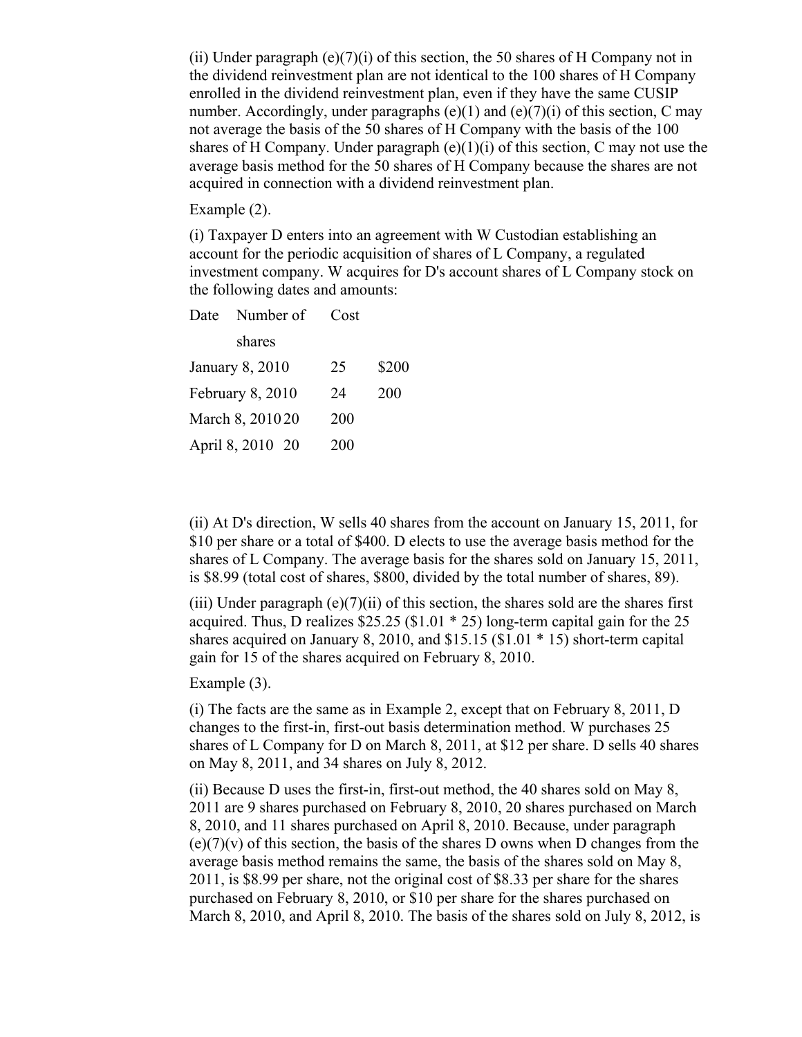(ii) Under paragraph (e)(7)(i) of this section, the 50 shares of H Company not in the dividend reinvestment plan are not identical to the 100 shares of H Company enrolled in the dividend reinvestment plan, even if they have the same CUSIP number. Accordingly, under paragraphs (e)(1) and (e)(7)(i) of this section, C may not average the basis of the 50 shares of H Company with the basis of the 100 shares of H Company. Under paragraph (e)(1)(i) of this section, C may not use the average basis method for the 50 shares of H Company because the shares are not acquired in connection with a dividend reinvestment plan.

Example (2).

(i) Taxpayer D enters into an agreement with W Custodian establishing an account for the periodic acquisition of shares of L Company, a regulated investment company. W acquires for D's account shares of L Company stock on the following dates and amounts:

| Date | Number of shares | Cost |
| --- | --- | --- |
| January 8, 2010 | 25 | $200 |
| February 8, 2010 | 24 | 200 |
| March 8, 2010 | 20 | 200 |
| April 8, 2010 | 20 | 200 |

(ii) At D's direction, W sells 40 shares from the account on January 15, 2011, for $10 per share or a total of $400. D elects to use the average basis method for the shares of L Company. The average basis for the shares sold on January 15, 2011, is $8.99 (total cost of shares, $800, divided by the total number of shares, 89).

(iii) Under paragraph (e)(7)(ii) of this section, the shares sold are the shares first acquired. Thus, D realizes $25.25 ($1.01 * 25) long-term capital gain for the 25 shares acquired on January 8, 2010, and $15.15 ($1.01 * 15) short-term capital gain for 15 of the shares acquired on February 8, 2010.

Example (3).

(i) The facts are the same as in Example 2, except that on February 8, 2011, D changes to the first-in, first-out basis determination method. W purchases 25 shares of L Company for D on March 8, 2011, at $12 per share. D sells 40 shares on May 8, 2011, and 34 shares on July 8, 2012.

(ii) Because D uses the first-in, first-out method, the 40 shares sold on May 8, 2011 are 9 shares purchased on February 8, 2010, 20 shares purchased on March 8, 2010, and 11 shares purchased on April 8, 2010. Because, under paragraph (e)(7)(v) of this section, the basis of the shares D owns when D changes from the average basis method remains the same, the basis of the shares sold on May 8, 2011, is $8.99 per share, not the original cost of $8.33 per share for the shares purchased on February 8, 2010, or $10 per share for the shares purchased on March 8, 2010, and April 8, 2010. The basis of the shares sold on July 8, 2012, is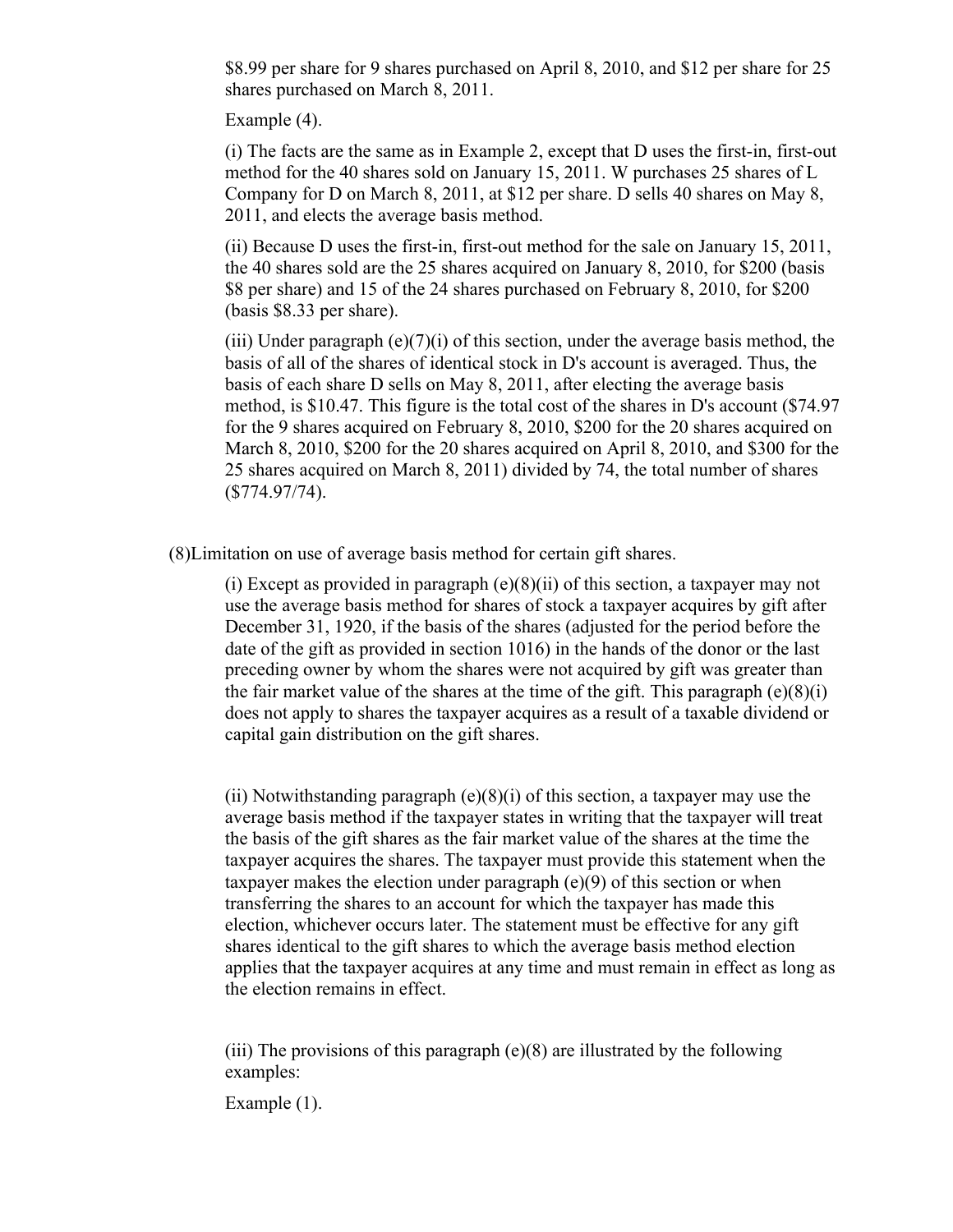$8.99 per share for 9 shares purchased on April 8, 2010, and $12 per share for 25 shares purchased on March 8, 2011.

Example (4).

(i) The facts are the same as in Example 2, except that D uses the first-in, first-out method for the 40 shares sold on January 15, 2011. W purchases 25 shares of L Company for D on March 8, 2011, at $12 per share. D sells 40 shares on May 8, 2011, and elects the average basis method.

(ii) Because D uses the first-in, first-out method for the sale on January 15, 2011, the 40 shares sold are the 25 shares acquired on January 8, 2010, for $200 (basis $8 per share) and 15 of the 24 shares purchased on February 8, 2010, for $200 (basis $8.33 per share).

(iii) Under paragraph (e)(7)(i) of this section, under the average basis method, the basis of all of the shares of identical stock in D's account is averaged. Thus, the basis of each share D sells on May 8, 2011, after electing the average basis method, is $10.47. This figure is the total cost of the shares in D's account ($74.97 for the 9 shares acquired on February 8, 2010, $200 for the 20 shares acquired on March 8, 2010, $200 for the 20 shares acquired on April 8, 2010, and $300 for the 25 shares acquired on March 8, 2011) divided by 74, the total number of shares ($774.97/74).

(8)Limitation on use of average basis method for certain gift shares.

(i) Except as provided in paragraph (e)(8)(ii) of this section, a taxpayer may not use the average basis method for shares of stock a taxpayer acquires by gift after December 31, 1920, if the basis of the shares (adjusted for the period before the date of the gift as provided in section 1016) in the hands of the donor or the last preceding owner by whom the shares were not acquired by gift was greater than the fair market value of the shares at the time of the gift. This paragraph (e)(8)(i) does not apply to shares the taxpayer acquires as a result of a taxable dividend or capital gain distribution on the gift shares.

(ii) Notwithstanding paragraph (e)(8)(i) of this section, a taxpayer may use the average basis method if the taxpayer states in writing that the taxpayer will treat the basis of the gift shares as the fair market value of the shares at the time the taxpayer acquires the shares. The taxpayer must provide this statement when the taxpayer makes the election under paragraph (e)(9) of this section or when transferring the shares to an account for which the taxpayer has made this election, whichever occurs later. The statement must be effective for any gift shares identical to the gift shares to which the average basis method election applies that the taxpayer acquires at any time and must remain in effect as long as the election remains in effect.

(iii) The provisions of this paragraph (e)(8) are illustrated by the following examples:

Example (1).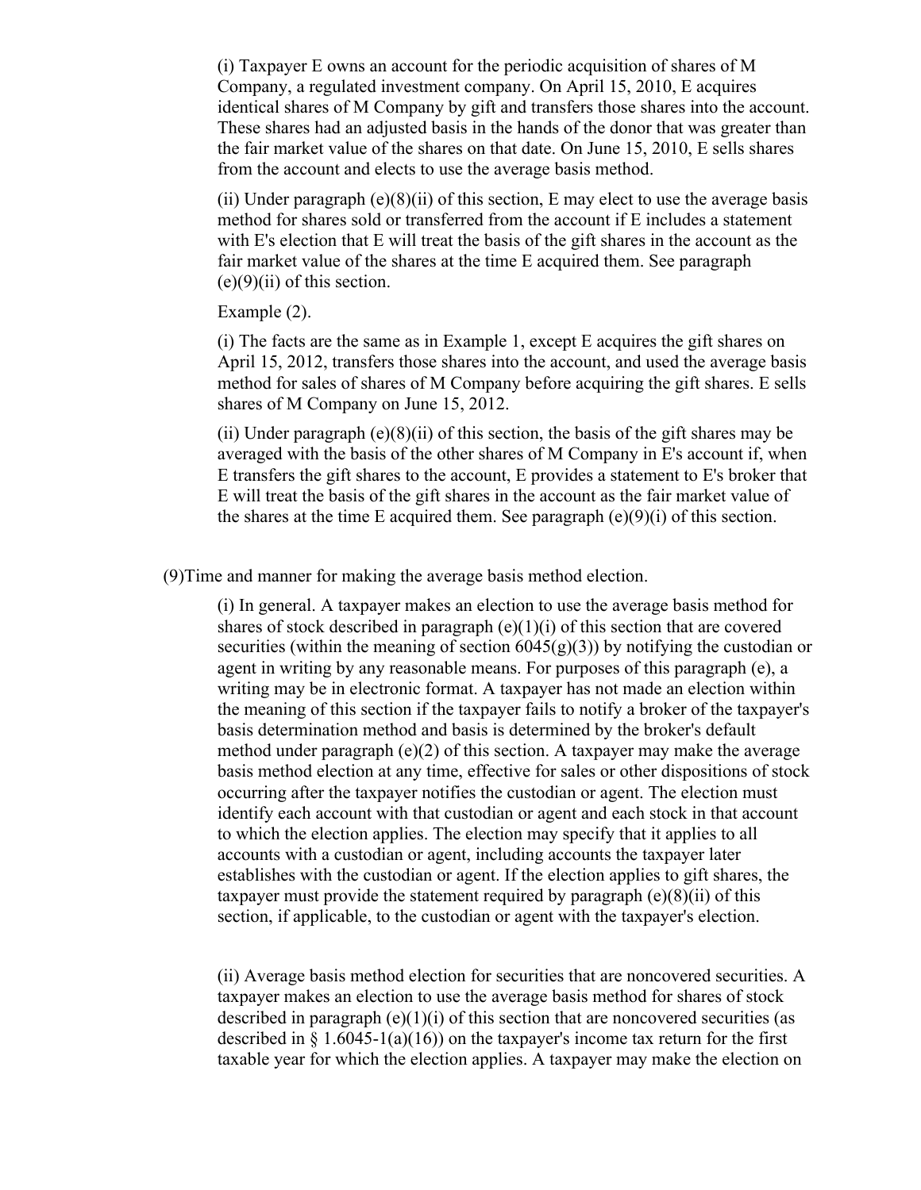(i) Taxpayer E owns an account for the periodic acquisition of shares of M Company, a regulated investment company. On April 15, 2010, E acquires identical shares of M Company by gift and transfers those shares into the account. These shares had an adjusted basis in the hands of the donor that was greater than the fair market value of the shares on that date. On June 15, 2010, E sells shares from the account and elects to use the average basis method.

(ii) Under paragraph (e)(8)(ii) of this section, E may elect to use the average basis method for shares sold or transferred from the account if E includes a statement with E's election that E will treat the basis of the gift shares in the account as the fair market value of the shares at the time E acquired them. See paragraph (e)(9)(ii) of this section.

Example (2).

(i) The facts are the same as in Example 1, except E acquires the gift shares on April 15, 2012, transfers those shares into the account, and used the average basis method for sales of shares of M Company before acquiring the gift shares. E sells shares of M Company on June 15, 2012.

(ii) Under paragraph (e)(8)(ii) of this section, the basis of the gift shares may be averaged with the basis of the other shares of M Company in E's account if, when E transfers the gift shares to the account, E provides a statement to E's broker that E will treat the basis of the gift shares in the account as the fair market value of the shares at the time E acquired them. See paragraph (e)(9)(i) of this section.

(9)Time and manner for making the average basis method election.

(i) In general. A taxpayer makes an election to use the average basis method for shares of stock described in paragraph (e)(1)(i) of this section that are covered securities (within the meaning of section 6045(g)(3)) by notifying the custodian or agent in writing by any reasonable means. For purposes of this paragraph (e), a writing may be in electronic format. A taxpayer has not made an election within the meaning of this section if the taxpayer fails to notify a broker of the taxpayer's basis determination method and basis is determined by the broker's default method under paragraph (e)(2) of this section. A taxpayer may make the average basis method election at any time, effective for sales or other dispositions of stock occurring after the taxpayer notifies the custodian or agent. The election must identify each account with that custodian or agent and each stock in that account to which the election applies. The election may specify that it applies to all accounts with a custodian or agent, including accounts the taxpayer later establishes with the custodian or agent. If the election applies to gift shares, the taxpayer must provide the statement required by paragraph (e)(8)(ii) of this section, if applicable, to the custodian or agent with the taxpayer's election.

(ii) Average basis method election for securities that are noncovered securities. A taxpayer makes an election to use the average basis method for shares of stock described in paragraph (e)(1)(i) of this section that are noncovered securities (as described in § 1.6045-1(a)(16)) on the taxpayer's income tax return for the first taxable year for which the election applies. A taxpayer may make the election on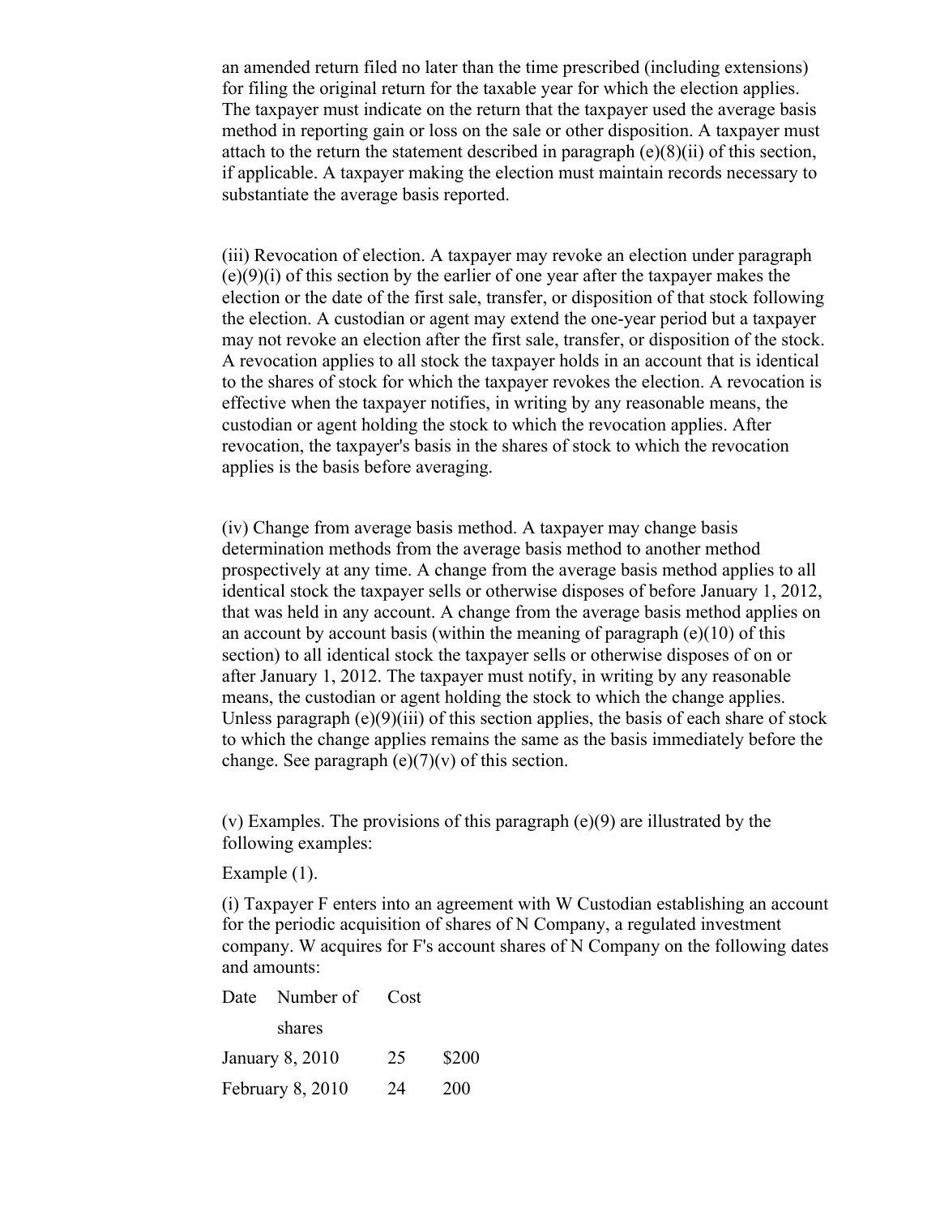an amended return filed no later than the time prescribed (including extensions) for filing the original return for the taxable year for which the election applies. The taxpayer must indicate on the return that the taxpayer used the average basis method in reporting gain or loss on the sale or other disposition. A taxpayer must attach to the return the statement described in paragraph (e)(8)(ii) of this section, if applicable. A taxpayer making the election must maintain records necessary to substantiate the average basis reported.

(iii) Revocation of election. A taxpayer may revoke an election under paragraph (e)(9)(i) of this section by the earlier of one year after the taxpayer makes the election or the date of the first sale, transfer, or disposition of that stock following the election. A custodian or agent may extend the one-year period but a taxpayer may not revoke an election after the first sale, transfer, or disposition of the stock. A revocation applies to all stock the taxpayer holds in an account that is identical to the shares of stock for which the taxpayer revokes the election. A revocation is effective when the taxpayer notifies, in writing by any reasonable means, the custodian or agent holding the stock to which the revocation applies. After revocation, the taxpayer's basis in the shares of stock to which the revocation applies is the basis before averaging.

(iv) Change from average basis method. A taxpayer may change basis determination methods from the average basis method to another method prospectively at any time. A change from the average basis method applies to all identical stock the taxpayer sells or otherwise disposes of before January 1, 2012, that was held in any account. A change from the average basis method applies on an account by account basis (within the meaning of paragraph (e)(10) of this section) to all identical stock the taxpayer sells or otherwise disposes of on or after January 1, 2012. The taxpayer must notify, in writing by any reasonable means, the custodian or agent holding the stock to which the change applies. Unless paragraph (e)(9)(iii) of this section applies, the basis of each share of stock to which the change applies remains the same as the basis immediately before the change. See paragraph (e)(7)(v) of this section.

(v) Examples. The provisions of this paragraph (e)(9) are illustrated by the following examples:

Example (1).

(i) Taxpayer F enters into an agreement with W Custodian establishing an account for the periodic acquisition of shares of N Company, a regulated investment company. W acquires for F's account shares of N Company on the following dates and amounts:

| Date | Number of shares | Cost |
|---|---|---|
| January 8, 2010 | 25 | $200 |
| February 8, 2010 | 24 | 200 |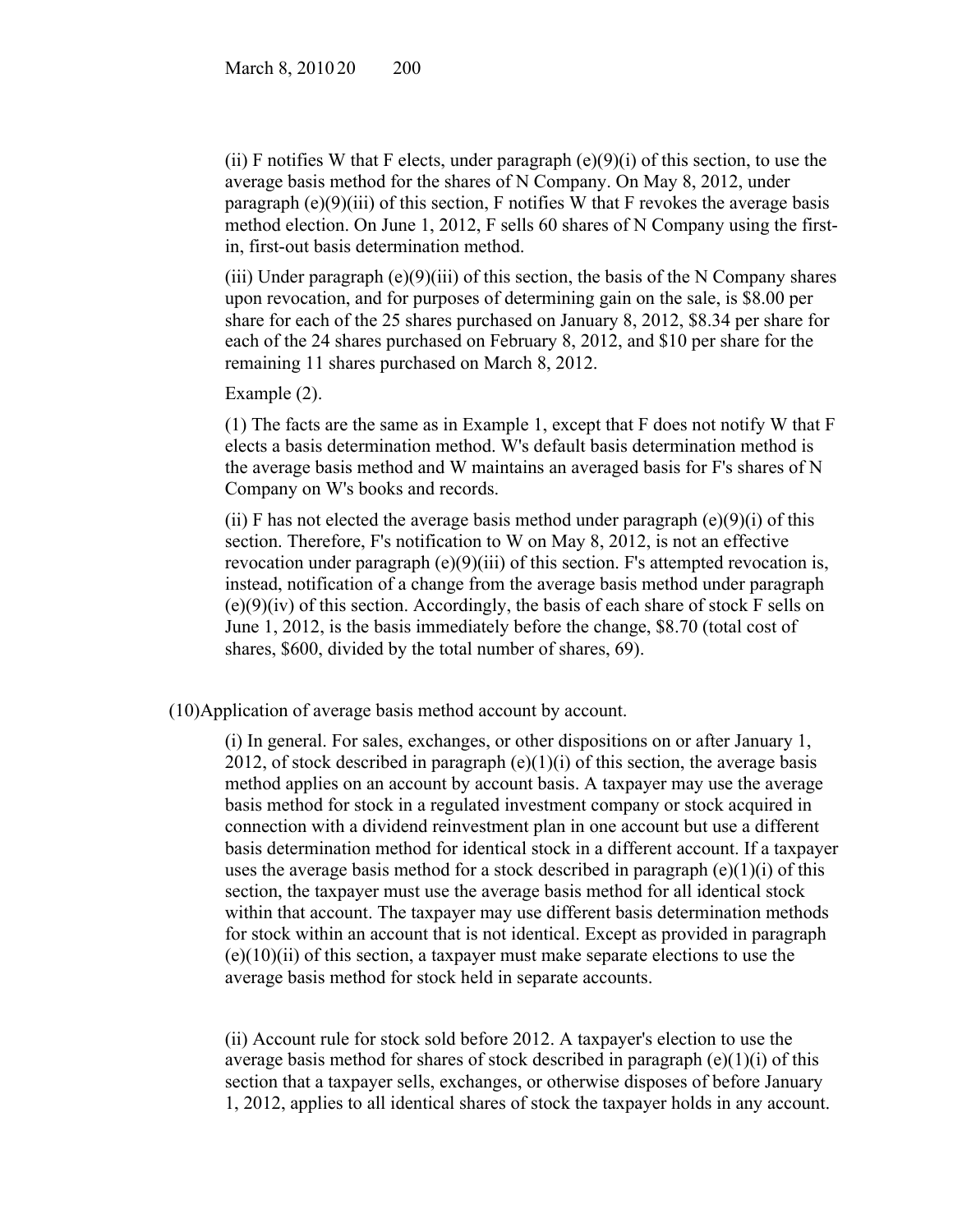(ii) F notifies W that F elects, under paragraph (e)(9)(i) of this section, to use the average basis method for the shares of N Company. On May 8, 2012, under paragraph (e)(9)(iii) of this section, F notifies W that F revokes the average basis method election. On June 1, 2012, F sells 60 shares of N Company using the first-in, first-out basis determination method.

(iii) Under paragraph (e)(9)(iii) of this section, the basis of the N Company shares upon revocation, and for purposes of determining gain on the sale, is $8.00 per share for each of the 25 shares purchased on January 8, 2012, $8.34 per share for each of the 24 shares purchased on February 8, 2012, and $10 per share for the remaining 11 shares purchased on March 8, 2012.

Example (2).

(1) The facts are the same as in Example 1, except that F does not notify W that F elects a basis determination method. W's default basis determination method is the average basis method and W maintains an averaged basis for F's shares of N Company on W's books and records.

(ii) F has not elected the average basis method under paragraph (e)(9)(i) of this section. Therefore, F's notification to W on May 8, 2012, is not an effective revocation under paragraph (e)(9)(iii) of this section. F's attempted revocation is, instead, notification of a change from the average basis method under paragraph (e)(9)(iv) of this section. Accordingly, the basis of each share of stock F sells on June 1, 2012, is the basis immediately before the change, $8.70 (total cost of shares, $600, divided by the total number of shares, 69).

(10) Application of average basis method account by account.

(i) In general. For sales, exchanges, or other dispositions on or after January 1, 2012, of stock described in paragraph (e)(1)(i) of this section, the average basis method applies on an account by account basis. A taxpayer may use the average basis method for stock in a regulated investment company or stock acquired in connection with a dividend reinvestment plan in one account but use a different basis determination method for identical stock in a different account. If a taxpayer uses the average basis method for a stock described in paragraph (e)(1)(i) of this section, the taxpayer must use the average basis method for all identical stock within that account. The taxpayer may use different basis determination methods for stock within an account that is not identical. Except as provided in paragraph (e)(10)(ii) of this section, a taxpayer must make separate elections to use the average basis method for stock held in separate accounts.

(ii) Account rule for stock sold before 2012. A taxpayer's election to use the average basis method for shares of stock described in paragraph (e)(1)(i) of this section that a taxpayer sells, exchanges, or otherwise disposes of before January 1, 2012, applies to all identical shares of stock the taxpayer holds in any account.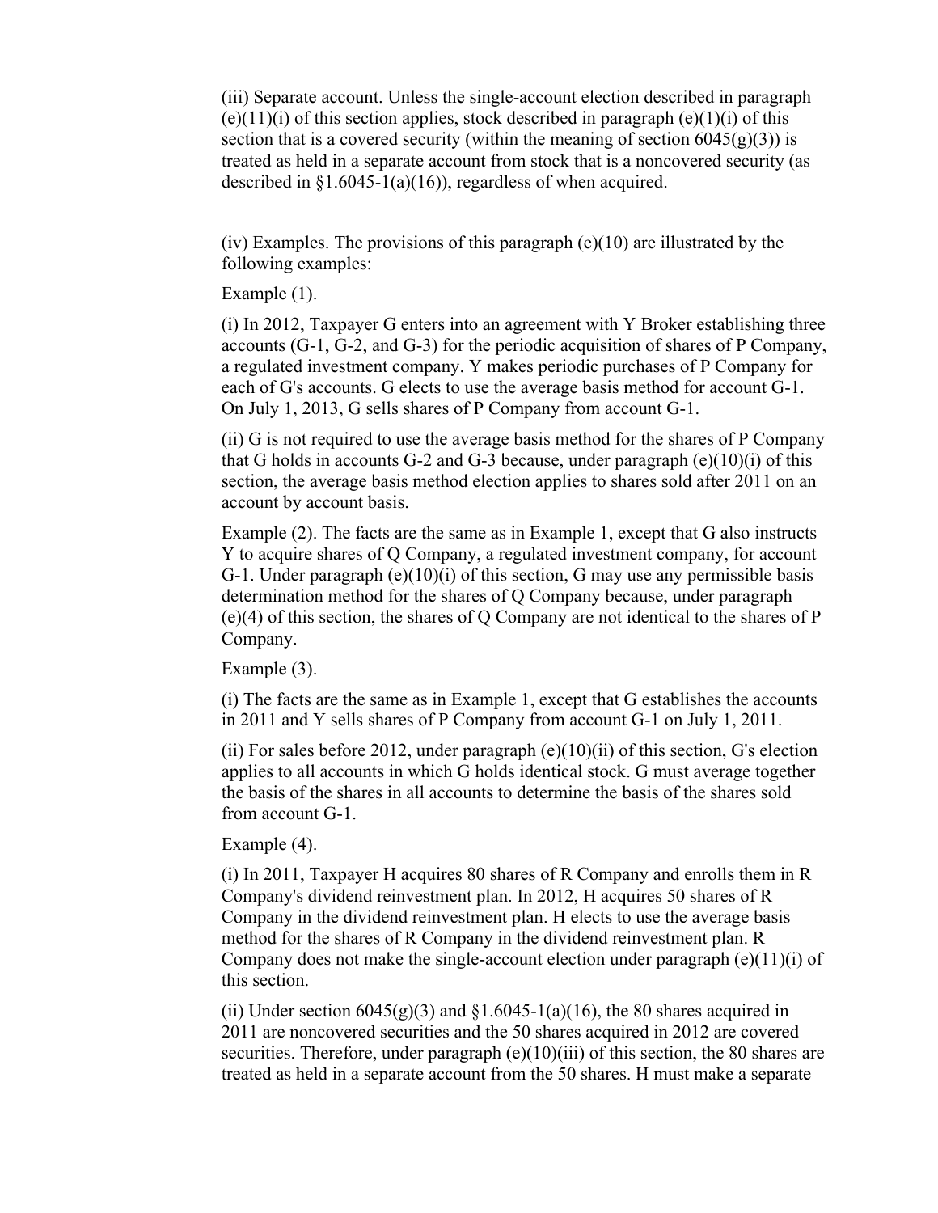(iii) Separate account. Unless the single-account election described in paragraph (e)(11)(i) of this section applies, stock described in paragraph (e)(1)(i) of this section that is a covered security (within the meaning of section 6045(g)(3)) is treated as held in a separate account from stock that is a noncovered security (as described in §1.6045-1(a)(16)), regardless of when acquired.

(iv) Examples. The provisions of this paragraph (e)(10) are illustrated by the following examples:

Example (1).

(i) In 2012, Taxpayer G enters into an agreement with Y Broker establishing three accounts (G-1, G-2, and G-3) for the periodic acquisition of shares of P Company, a regulated investment company. Y makes periodic purchases of P Company for each of G's accounts. G elects to use the average basis method for account G-1. On July 1, 2013, G sells shares of P Company from account G-1.

(ii) G is not required to use the average basis method for the shares of P Company that G holds in accounts G-2 and G-3 because, under paragraph (e)(10)(i) of this section, the average basis method election applies to shares sold after 2011 on an account by account basis.

Example (2). The facts are the same as in Example 1, except that G also instructs Y to acquire shares of Q Company, a regulated investment company, for account G-1. Under paragraph (e)(10)(i) of this section, G may use any permissible basis determination method for the shares of Q Company because, under paragraph (e)(4) of this section, the shares of Q Company are not identical to the shares of P Company.

Example (3).

(i) The facts are the same as in Example 1, except that G establishes the accounts in 2011 and Y sells shares of P Company from account G-1 on July 1, 2011.

(ii) For sales before 2012, under paragraph (e)(10)(ii) of this section, G's election applies to all accounts in which G holds identical stock. G must average together the basis of the shares in all accounts to determine the basis of the shares sold from account G-1.

Example (4).

(i) In 2011, Taxpayer H acquires 80 shares of R Company and enrolls them in R Company's dividend reinvestment plan. In 2012, H acquires 50 shares of R Company in the dividend reinvestment plan. H elects to use the average basis method for the shares of R Company in the dividend reinvestment plan. R Company does not make the single-account election under paragraph (e)(11)(i) of this section.

(ii) Under section 6045(g)(3) and §1.6045-1(a)(16), the 80 shares acquired in 2011 are noncovered securities and the 50 shares acquired in 2012 are covered securities. Therefore, under paragraph (e)(10)(iii) of this section, the 80 shares are treated as held in a separate account from the 50 shares. H must make a separate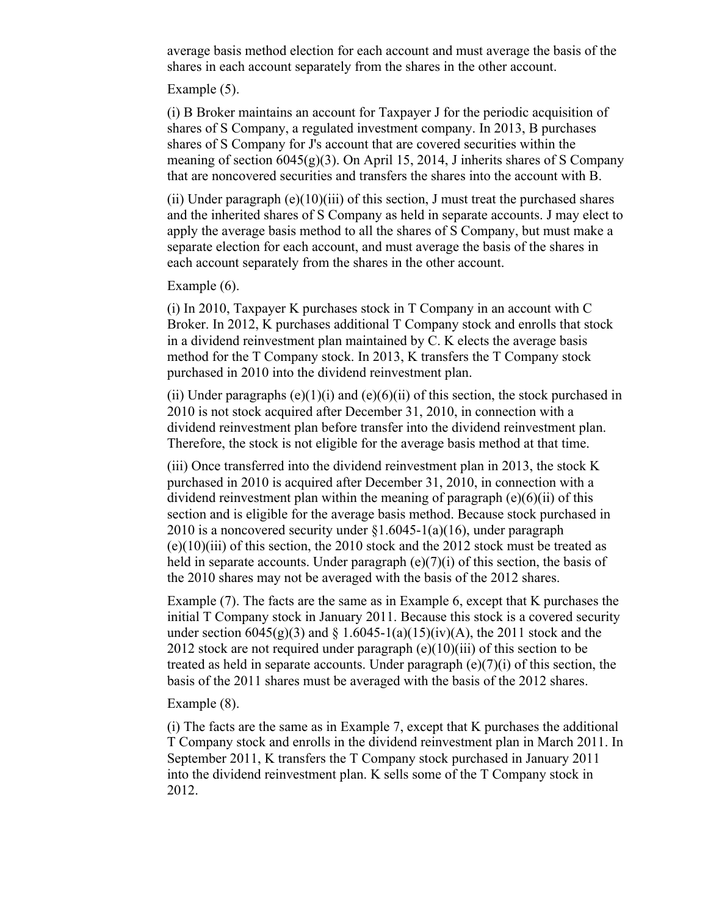average basis method election for each account and must average the basis of the shares in each account separately from the shares in the other account.

Example (5).

(i) B Broker maintains an account for Taxpayer J for the periodic acquisition of shares of S Company, a regulated investment company. In 2013, B purchases shares of S Company for J's account that are covered securities within the meaning of section 6045(g)(3). On April 15, 2014, J inherits shares of S Company that are noncovered securities and transfers the shares into the account with B.

(ii) Under paragraph (e)(10)(iii) of this section, J must treat the purchased shares and the inherited shares of S Company as held in separate accounts. J may elect to apply the average basis method to all the shares of S Company, but must make a separate election for each account, and must average the basis of the shares in each account separately from the shares in the other account.

Example (6).

(i) In 2010, Taxpayer K purchases stock in T Company in an account with C Broker. In 2012, K purchases additional T Company stock and enrolls that stock in a dividend reinvestment plan maintained by C. K elects the average basis method for the T Company stock. In 2013, K transfers the T Company stock purchased in 2010 into the dividend reinvestment plan.

(ii) Under paragraphs (e)(1)(i) and (e)(6)(ii) of this section, the stock purchased in 2010 is not stock acquired after December 31, 2010, in connection with a dividend reinvestment plan before transfer into the dividend reinvestment plan. Therefore, the stock is not eligible for the average basis method at that time.

(iii) Once transferred into the dividend reinvestment plan in 2013, the stock K purchased in 2010 is acquired after December 31, 2010, in connection with a dividend reinvestment plan within the meaning of paragraph (e)(6)(ii) of this section and is eligible for the average basis method. Because stock purchased in 2010 is a noncovered security under §1.6045-1(a)(16), under paragraph (e)(10)(iii) of this section, the 2010 stock and the 2012 stock must be treated as held in separate accounts. Under paragraph (e)(7)(i) of this section, the basis of the 2010 shares may not be averaged with the basis of the 2012 shares.

Example (7). The facts are the same as in Example 6, except that K purchases the initial T Company stock in January 2011. Because this stock is a covered security under section 6045(g)(3) and § 1.6045-1(a)(15)(iv)(A), the 2011 stock and the 2012 stock are not required under paragraph (e)(10)(iii) of this section to be treated as held in separate accounts. Under paragraph (e)(7)(i) of this section, the basis of the 2011 shares must be averaged with the basis of the 2012 shares.

Example (8).

(i) The facts are the same as in Example 7, except that K purchases the additional T Company stock and enrolls in the dividend reinvestment plan in March 2011. In September 2011, K transfers the T Company stock purchased in January 2011 into the dividend reinvestment plan. K sells some of the T Company stock in 2012.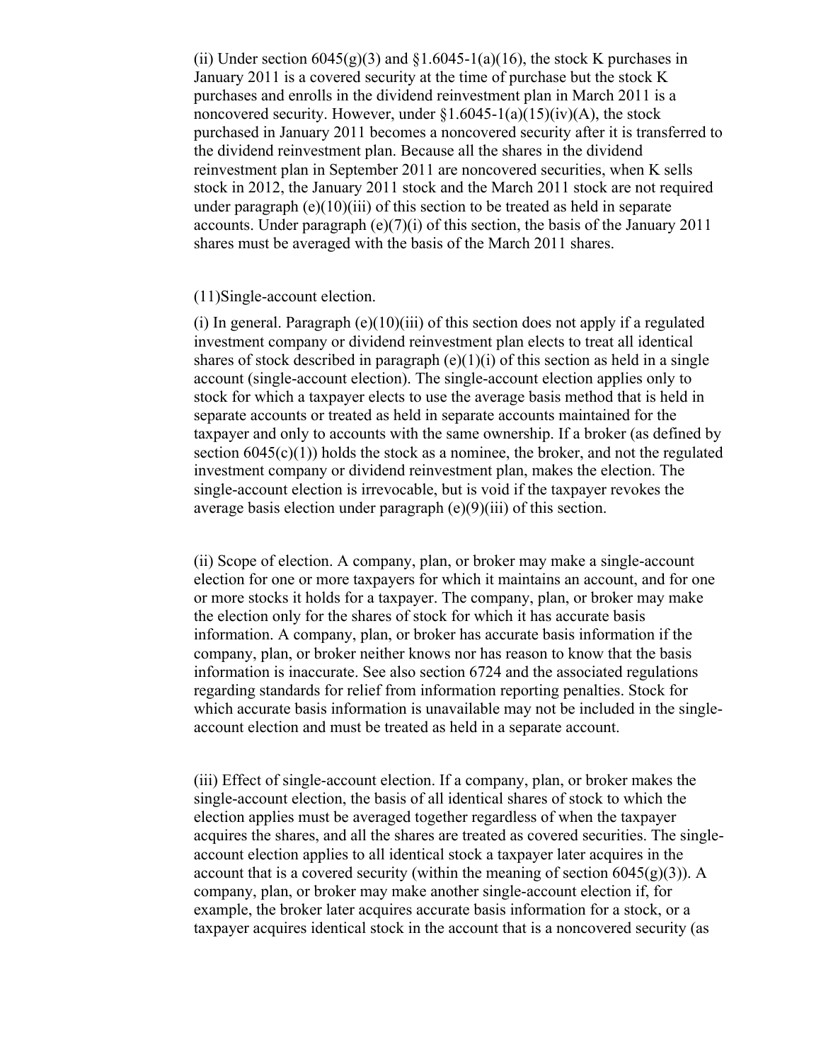(ii) Under section 6045(g)(3) and §1.6045-1(a)(16), the stock K purchases in January 2011 is a covered security at the time of purchase but the stock K purchases and enrolls in the dividend reinvestment plan in March 2011 is a noncovered security. However, under §1.6045-1(a)(15)(iv)(A), the stock purchased in January 2011 becomes a noncovered security after it is transferred to the dividend reinvestment plan. Because all the shares in the dividend reinvestment plan in September 2011 are noncovered securities, when K sells stock in 2012, the January 2011 stock and the March 2011 stock are not required under paragraph (e)(10)(iii) of this section to be treated as held in separate accounts. Under paragraph (e)(7)(i) of this section, the basis of the January 2011 shares must be averaged with the basis of the March 2011 shares.

(11)Single-account election.

(i) In general. Paragraph (e)(10)(iii) of this section does not apply if a regulated investment company or dividend reinvestment plan elects to treat all identical shares of stock described in paragraph (e)(1)(i) of this section as held in a single account (single-account election). The single-account election applies only to stock for which a taxpayer elects to use the average basis method that is held in separate accounts or treated as held in separate accounts maintained for the taxpayer and only to accounts with the same ownership. If a broker (as defined by section 6045(c)(1)) holds the stock as a nominee, the broker, and not the regulated investment company or dividend reinvestment plan, makes the election. The single-account election is irrevocable, but is void if the taxpayer revokes the average basis election under paragraph (e)(9)(iii) of this section.

(ii) Scope of election. A company, plan, or broker may make a single-account election for one or more taxpayers for which it maintains an account, and for one or more stocks it holds for a taxpayer. The company, plan, or broker may make the election only for the shares of stock for which it has accurate basis information. A company, plan, or broker has accurate basis information if the company, plan, or broker neither knows nor has reason to know that the basis information is inaccurate. See also section 6724 and the associated regulations regarding standards for relief from information reporting penalties. Stock for which accurate basis information is unavailable may not be included in the single-account election and must be treated as held in a separate account.

(iii) Effect of single-account election. If a company, plan, or broker makes the single-account election, the basis of all identical shares of stock to which the election applies must be averaged together regardless of when the taxpayer acquires the shares, and all the shares are treated as covered securities. The single-account election applies to all identical stock a taxpayer later acquires in the account that is a covered security (within the meaning of section 6045(g)(3)). A company, plan, or broker may make another single-account election if, for example, the broker later acquires accurate basis information for a stock, or a taxpayer acquires identical stock in the account that is a noncovered security (as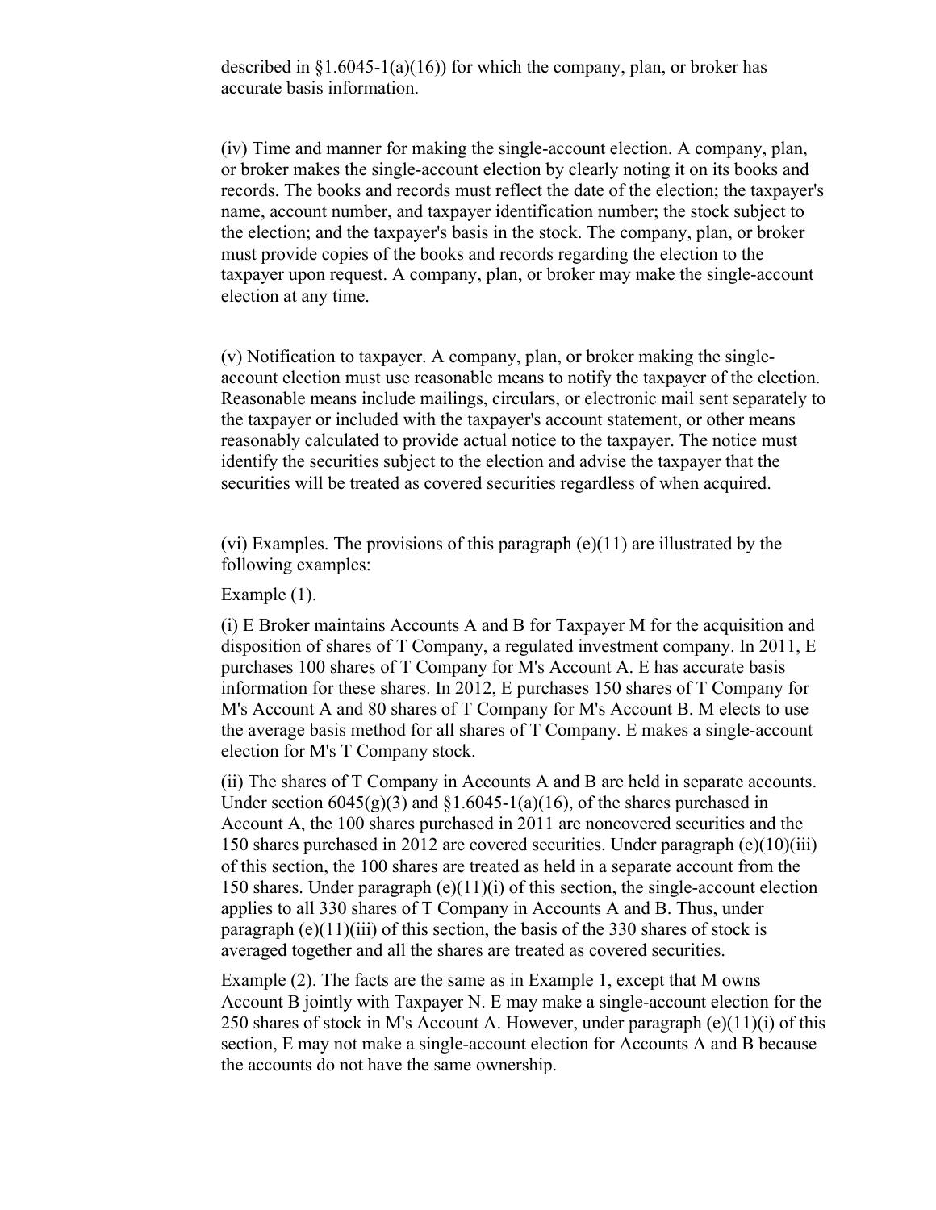described in §1.6045-1(a)(16)) for which the company, plan, or broker has accurate basis information.

(iv) Time and manner for making the single-account election. A company, plan, or broker makes the single-account election by clearly noting it on its books and records. The books and records must reflect the date of the election; the taxpayer's name, account number, and taxpayer identification number; the stock subject to the election; and the taxpayer's basis in the stock. The company, plan, or broker must provide copies of the books and records regarding the election to the taxpayer upon request. A company, plan, or broker may make the single-account election at any time.

(v) Notification to taxpayer. A company, plan, or broker making the single-account election must use reasonable means to notify the taxpayer of the election. Reasonable means include mailings, circulars, or electronic mail sent separately to the taxpayer or included with the taxpayer's account statement, or other means reasonably calculated to provide actual notice to the taxpayer. The notice must identify the securities subject to the election and advise the taxpayer that the securities will be treated as covered securities regardless of when acquired.

(vi) Examples. The provisions of this paragraph (e)(11) are illustrated by the following examples:

Example (1).

(i) E Broker maintains Accounts A and B for Taxpayer M for the acquisition and disposition of shares of T Company, a regulated investment company. In 2011, E purchases 100 shares of T Company for M's Account A. E has accurate basis information for these shares. In 2012, E purchases 150 shares of T Company for M's Account A and 80 shares of T Company for M's Account B. M elects to use the average basis method for all shares of T Company. E makes a single-account election for M's T Company stock.

(ii) The shares of T Company in Accounts A and B are held in separate accounts. Under section 6045(g)(3) and §1.6045-1(a)(16), of the shares purchased in Account A, the 100 shares purchased in 2011 are noncovered securities and the 150 shares purchased in 2012 are covered securities. Under paragraph (e)(10)(iii) of this section, the 100 shares are treated as held in a separate account from the 150 shares. Under paragraph (e)(11)(i) of this section, the single-account election applies to all 330 shares of T Company in Accounts A and B. Thus, under paragraph (e)(11)(iii) of this section, the basis of the 330 shares of stock is averaged together and all the shares are treated as covered securities.

Example (2). The facts are the same as in Example 1, except that M owns Account B jointly with Taxpayer N. E may make a single-account election for the 250 shares of stock in M's Account A. However, under paragraph (e)(11)(i) of this section, E may not make a single-account election for Accounts A and B because the accounts do not have the same ownership.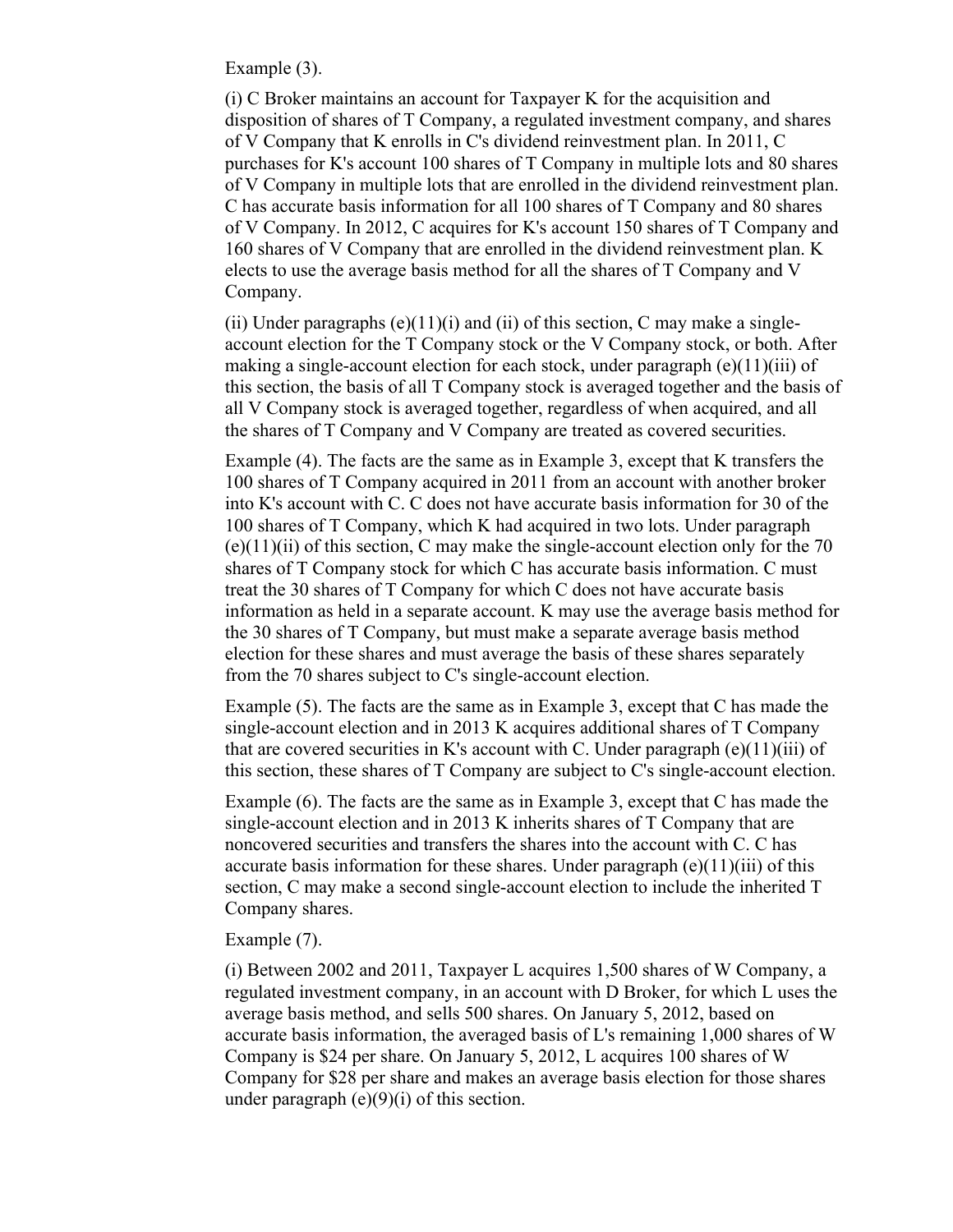Example (3).

(i) C Broker maintains an account for Taxpayer K for the acquisition and disposition of shares of T Company, a regulated investment company, and shares of V Company that K enrolls in C's dividend reinvestment plan. In 2011, C purchases for K's account 100 shares of T Company in multiple lots and 80 shares of V Company in multiple lots that are enrolled in the dividend reinvestment plan. C has accurate basis information for all 100 shares of T Company and 80 shares of V Company. In 2012, C acquires for K's account 150 shares of T Company and 160 shares of V Company that are enrolled in the dividend reinvestment plan. K elects to use the average basis method for all the shares of T Company and V Company.

(ii) Under paragraphs (e)(11)(i) and (ii) of this section, C may make a single-account election for the T Company stock or the V Company stock, or both. After making a single-account election for each stock, under paragraph (e)(11)(iii) of this section, the basis of all T Company stock is averaged together and the basis of all V Company stock is averaged together, regardless of when acquired, and all the shares of T Company and V Company are treated as covered securities.

Example (4). The facts are the same as in Example 3, except that K transfers the 100 shares of T Company acquired in 2011 from an account with another broker into K's account with C. C does not have accurate basis information for 30 of the 100 shares of T Company, which K had acquired in two lots. Under paragraph (e)(11)(ii) of this section, C may make the single-account election only for the 70 shares of T Company stock for which C has accurate basis information. C must treat the 30 shares of T Company for which C does not have accurate basis information as held in a separate account. K may use the average basis method for the 30 shares of T Company, but must make a separate average basis method election for these shares and must average the basis of these shares separately from the 70 shares subject to C's single-account election.

Example (5). The facts are the same as in Example 3, except that C has made the single-account election and in 2013 K acquires additional shares of T Company that are covered securities in K's account with C. Under paragraph (e)(11)(iii) of this section, these shares of T Company are subject to C's single-account election.

Example (6). The facts are the same as in Example 3, except that C has made the single-account election and in 2013 K inherits shares of T Company that are noncovered securities and transfers the shares into the account with C. C has accurate basis information for these shares. Under paragraph (e)(11)(iii) of this section, C may make a second single-account election to include the inherited T Company shares.

Example (7).

(i) Between 2002 and 2011, Taxpayer L acquires 1,500 shares of W Company, a regulated investment company, in an account with D Broker, for which L uses the average basis method, and sells 500 shares. On January 5, 2012, based on accurate basis information, the averaged basis of L's remaining 1,000 shares of W Company is $24 per share. On January 5, 2012, L acquires 100 shares of W Company for $28 per share and makes an average basis election for those shares under paragraph (e)(9)(i) of this section.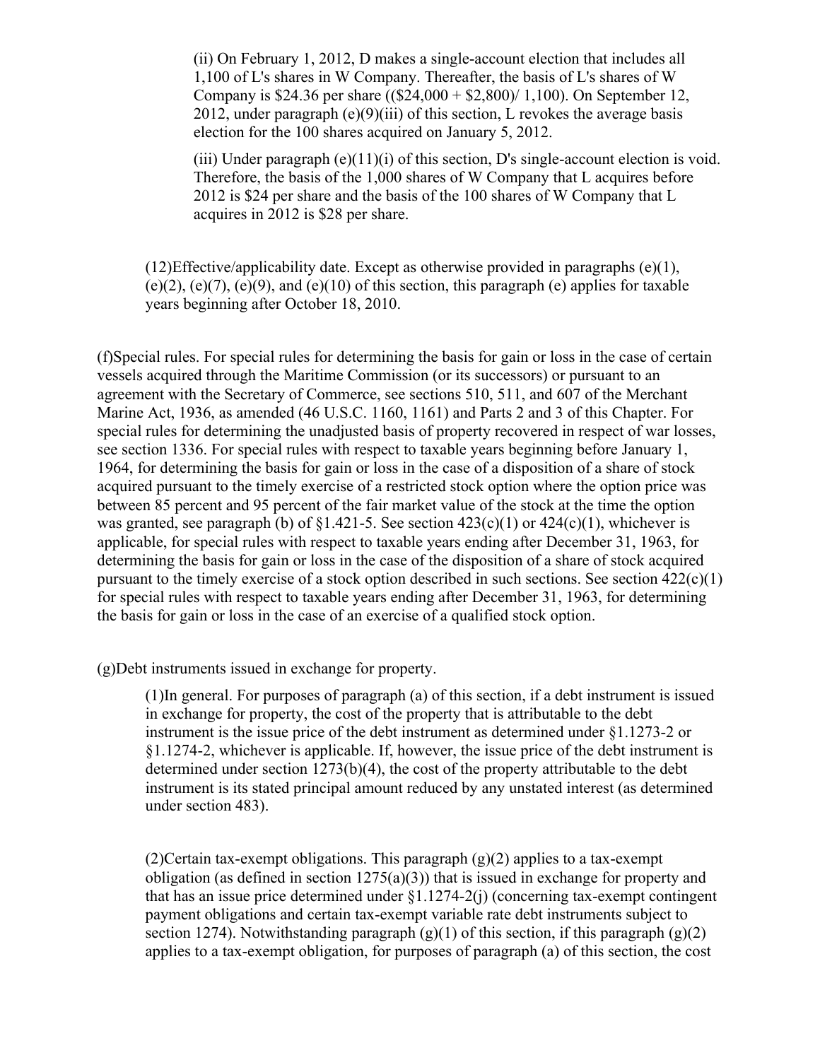(ii) On February 1, 2012, D makes a single-account election that includes all 1,100 of L's shares in W Company. Thereafter, the basis of L's shares of W Company is $24.36 per share (($24,000 + $2,800)/ 1,100). On September 12, 2012, under paragraph (e)(9)(iii) of this section, L revokes the average basis election for the 100 shares acquired on January 5, 2012.

(iii) Under paragraph (e)(11)(i) of this section, D's single-account election is void. Therefore, the basis of the 1,000 shares of W Company that L acquires before 2012 is $24 per share and the basis of the 100 shares of W Company that L acquires in 2012 is $28 per share.

(12)Effective/applicability date. Except as otherwise provided in paragraphs (e)(1), (e)(2), (e)(7), (e)(9), and (e)(10) of this section, this paragraph (e) applies for taxable years beginning after October 18, 2010.

(f)Special rules. For special rules for determining the basis for gain or loss in the case of certain vessels acquired through the Maritime Commission (or its successors) or pursuant to an agreement with the Secretary of Commerce, see sections 510, 511, and 607 of the Merchant Marine Act, 1936, as amended (46 U.S.C. 1160, 1161) and Parts 2 and 3 of this Chapter. For special rules for determining the unadjusted basis of property recovered in respect of war losses, see section 1336. For special rules with respect to taxable years beginning before January 1, 1964, for determining the basis for gain or loss in the case of a disposition of a share of stock acquired pursuant to the timely exercise of a restricted stock option where the option price was between 85 percent and 95 percent of the fair market value of the stock at the time the option was granted, see paragraph (b) of §1.421-5. See section 423(c)(1) or 424(c)(1), whichever is applicable, for special rules with respect to taxable years ending after December 31, 1963, for determining the basis for gain or loss in the case of the disposition of a share of stock acquired pursuant to the timely exercise of a stock option described in such sections. See section 422(c)(1) for special rules with respect to taxable years ending after December 31, 1963, for determining the basis for gain or loss in the case of an exercise of a qualified stock option.

(g)Debt instruments issued in exchange for property.

(1)In general. For purposes of paragraph (a) of this section, if a debt instrument is issued in exchange for property, the cost of the property that is attributable to the debt instrument is the issue price of the debt instrument as determined under §1.1273-2 or §1.1274-2, whichever is applicable. If, however, the issue price of the debt instrument is determined under section 1273(b)(4), the cost of the property attributable to the debt instrument is its stated principal amount reduced by any unstated interest (as determined under section 483).

(2)Certain tax-exempt obligations. This paragraph (g)(2) applies to a tax-exempt obligation (as defined in section 1275(a)(3)) that is issued in exchange for property and that has an issue price determined under §1.1274-2(j) (concerning tax-exempt contingent payment obligations and certain tax-exempt variable rate debt instruments subject to section 1274). Notwithstanding paragraph (g)(1) of this section, if this paragraph (g)(2) applies to a tax-exempt obligation, for purposes of paragraph (a) of this section, the cost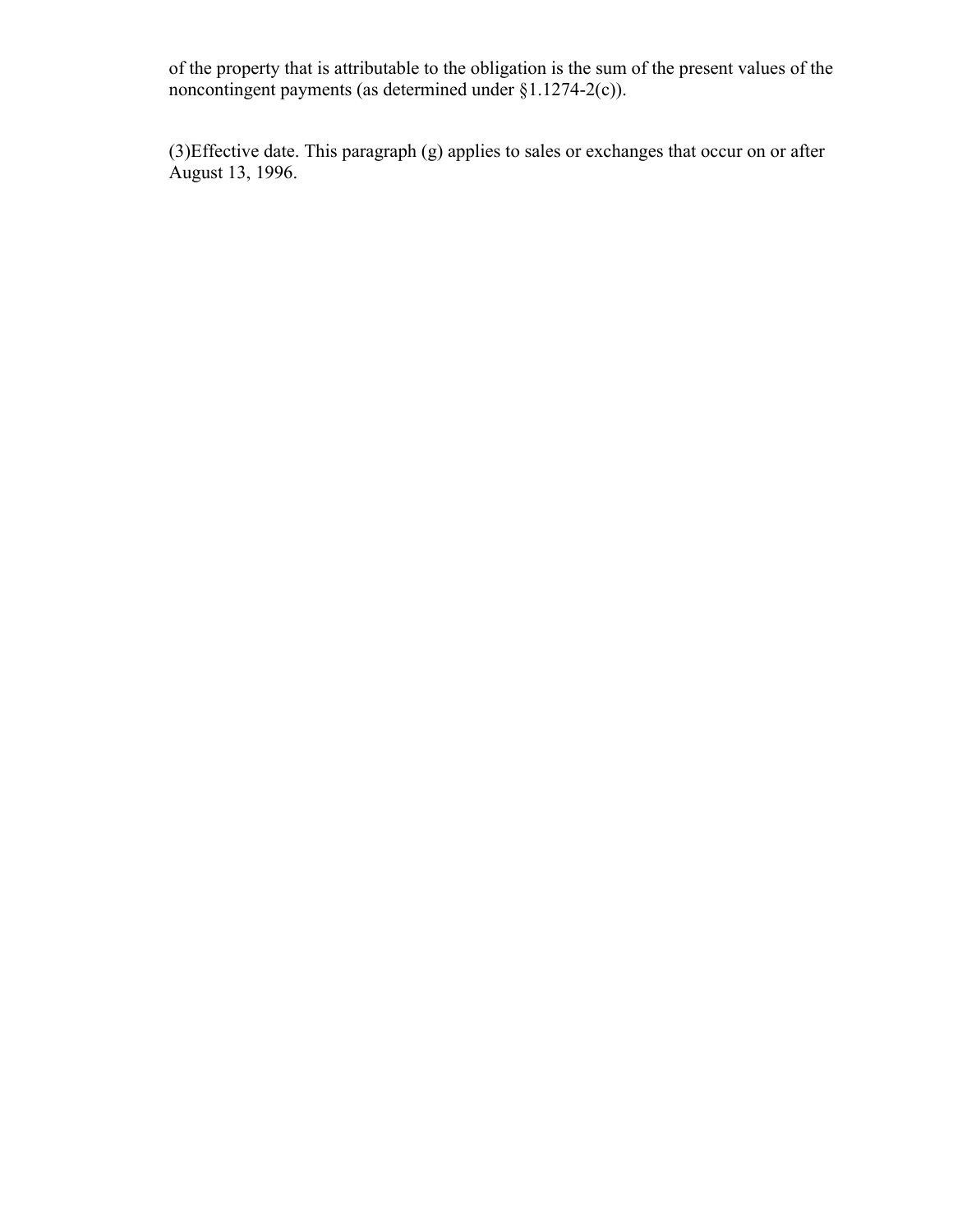of the property that is attributable to the obligation is the sum of the present values of the noncontingent payments (as determined under §1.1274-2(c)).

(3)Effective date. This paragraph (g) applies to sales or exchanges that occur on or after August 13, 1996.